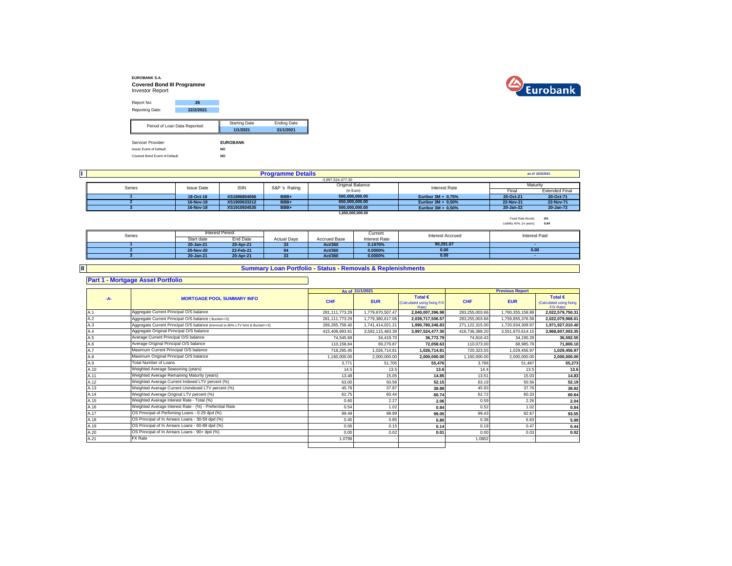**EUROBANK S.A.**

**Covered Bond III Programme**

Investor Report

| | |
|---|---|
| Report No: | 26 |
| Reporting Date: | 22/2/2021 |

| Period of Loan Data Reported: | Starting Date | Ending Date |
|---|---|---|
| | 1/1/2021 | 31/1/2021 |

| | |
|---|---|
| Servicer Provider: | EUROBANK |
| Issuer Event of Default: | NO |
| Covered Bond Event of Default: | NO |

## I Programme Details

as of 22/2/2021

-3,997,524,477.30

| Series | Issue Date | ISIN | S&P 's Rating | Original Balance (in Euro) | Interest Rate | Maturity Final | Maturity Extended Final |
|---|---|---|---|---|---|---|---|
| 1 | 18-Oct-18 | XS1896804066 | BBB+ | 500,000,000.00 | Euribor 3M + 0,75% | 20-Oct-21 | 20-Oct-71 |
| 2 | 16-Nov-18 | XS1900633212 | BBB+ | 650,000,000.00 | Euribor 3M + 0,50% | 22-Nov-21 | 22-Nov-71 |
| 3 | 16-Nov-18 | XS1910934535 | BBB+ | 500,000,000.00 | Euribor 3M + 0,50% | 20-Jan-22 | 20-Jan-72 |
| | | | | 1,650,000,000.00 | | | |

| | |
|---|---|
| Fixed Rate Bonds | 0% |
| Liability WAL (in years) | 0.84 |

| Series | Interest Period Start date | Interest Period End Date | Actual Days | Accrued Base | Current Interest Rate | Interest Accrued | Interest Paid |
|---|---|---|---|---|---|---|---|
| 1 | 20-Jan-21 | 20-Apr-21 | 33 | Act/360 | 0.1970% | 90,291.67 | - |
| 2 | 20-Nov-20 | 22-Feb-21 | 94 | Act/360 | 0.0000% | 0.00 | 0.00 |
| 3 | 20-Jan-21 | 20-Apr-21 | 33 | Act/360 | 0.0000% | 0.00 | - |

## II Summary Loan Portfolio - Status - Removals & Replenishments

### Part 1 - Mortgage Asset Portfolio

| -A- | MORTGAGE POOL SUMMARY INFO | As of 31/1/2021 CHF | As of 31/1/2021 EUR | As of 31/1/2021 Total € (Calculated using fixing F/X Rate) | Previous Report CHF | Previous Report EUR | Previous Report Total € (Calculated using fixing F/X Rate) |
|---|---|---|---|---|---|---|---|
| A.1 | Aggregate Current Principal O/S balance | 281,111,773.29 | 1,779,670,507.47 | 2,040,007,396.98 | 283,255,003.66 | 1,760,355,158.88 | 2,022,579,750.31 |
| A.2 | Aggregate Current Principal O/S balance ( Bucket<=3) | 281,111,773.29 | 1,779,380,617.06 | 2,039,717,506.57 | 283,255,003.66 | 1,759,855,376.58 | 2,022,079,968.01 |
| A.3 | Aggregate Current Principal O/S balance (trimmed to 80% LTV limit & Bucket<=3) | 269,265,758.40 | 1,741,414,021.21 | 1,990,780,346.83 | 271,122,315.00 | 1,720,934,309.97 | 1,971,927,010.40 |
| A.4 | Aggregate Original Principal O/S balance | 415,408,993.91 | 3,582,115,483.39 | 3,997,524,477.30 | 416,736,389.20 | 3,551,870,614.15 | 3,968,607,003.35 |
| A.5 | Average Current Principal O/S balance | 74,545.68 | 34,419.70 | 36,772.79 | 74,816.43 | 34,190.28 | 36,592.55 |
| A.6 | Average Original Principal O/S balance | 110,158.84 | 69,279.87 | 72,058.63 | 110,073.00 | 68,985.78 | 71,800.10 |
| A.7 | Maximum Current Principal O/S balance | 718,295.45 | 1,026,714.81 | 1,026,714.81 | 720,323.55 | 1,029,456.97 | 1,029,456.97 |
| A.8 | Maximum Original Principal O/S balance | 1,160,000.00 | 2,000,000.00 | 2,000,000.00 | 1,160,000.00 | 2,000,000.00 | 2,000,000.00 |
| A.9 | Total Number of Loans | 3,771 | 51,705 | 55,476 | 3,786 | 51,487 | 55,273 |
| A.10 | Weighted Average Seasoning (years) | 14.5 | 13.5 | 13.6 | 14.4 | 13.5 | 13.6 |
| A.11 | Weighted Average Remaining Maturity (years) | 13.48 | 15.05 | 14.85 | 13.51 | 15.03 | 14.83 |
| A.12 | Weighted Average Current Indexed LTV percent (%) | 63.00 | 50.56 | 52.15 | 63.19 | 50.56 | 52.19 |
| A.13 | Weighted Average Current Unindexed LTV percent (%) | 45.78 | 37.87 | 38.88 | 45.93 | 37.76 | 38.82 |
| A.14 | Weighted Average Original LTV percent (%) | 62.75 | 60.44 | 60.74 | 62.72 | 60.33 | 60.64 |
| A.15 | Weighted Average Interest Rate - Total (%) | 0.60 | 2.27 | 2.06 | 0.59 | 2.26 | 2.04 |
| A.16 | Weighted Average Interest Rate - (%) - Preferntial Rate | 0.54 | 1.02 | 0.84 | 0.52 | 1.02 | 0.84 |
| A.17 | OS Principal of Perfoming Loans - 0-29 dpd (%) | 99.49 | 98.99 | 99.05 | 99.43 | 92.67 | 93.55 |
| A.18 | OS Principal of In Arrears Loans - 30-59 dpd (%) | 0.45 | 0.85 | 0.80 | 0.38 | 6.83 | 5.99 |
| A.19 | OS Principal of In Arrears Loans - 60-89 dpd (%) | 0.06 | 0.15 | 0.14 | 0.19 | 0.47 | 0.44 |
| A.20 | OS Principal of In Arrears Loans - 90+ dpd (%) | 0.00 | 0.02 | 0.01 | 0.00 | 0.03 | 0.02 |
| A.21 | FX Rate | 1.0798 | - | | 1.0802 | - | - |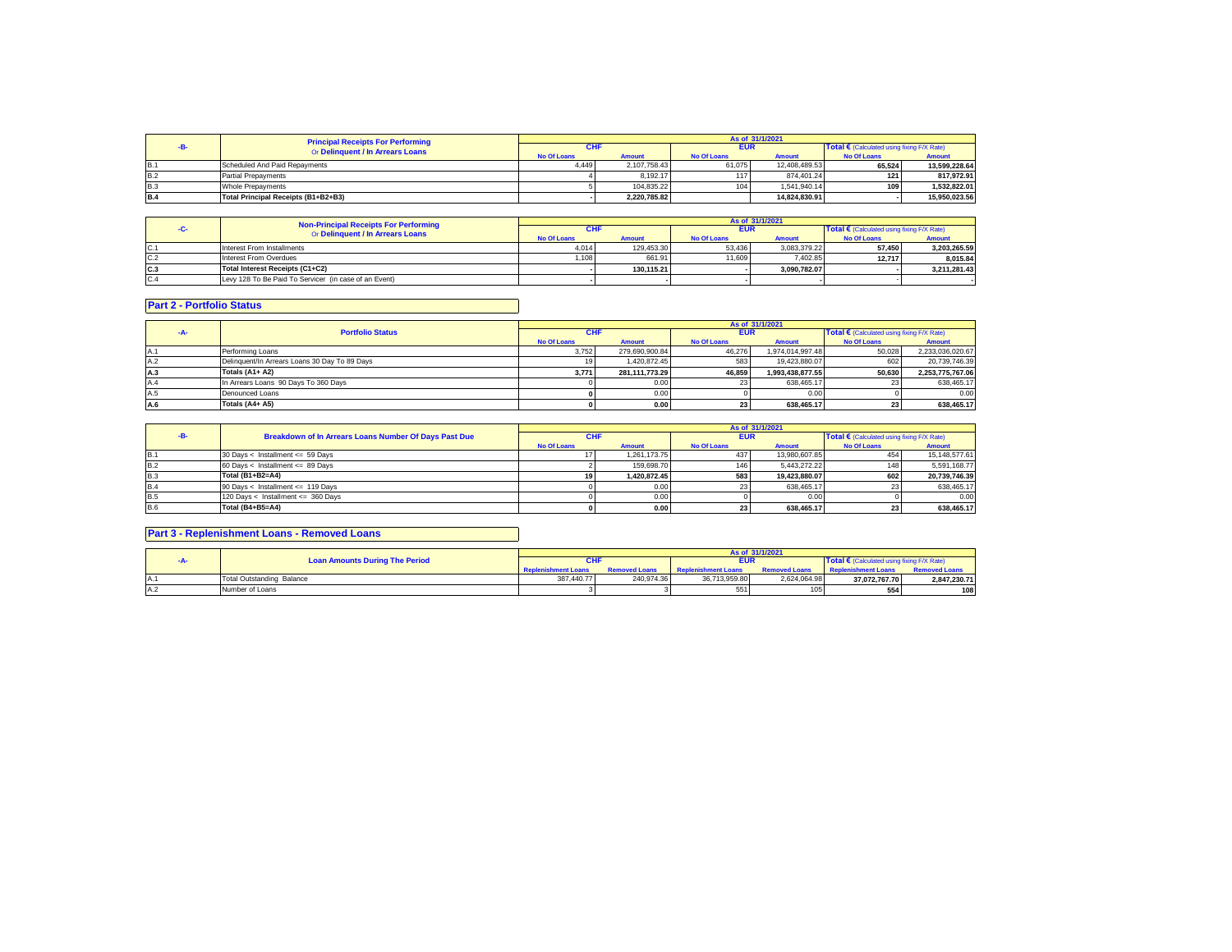| -B- | Principal Receipts For Performing Or Delinquent / In Arrears Loans | As of 31/1/2021 | | | | | |
|---|---|---|---|---|---|---|---|
| | | CHF | | EUR | | Total € (Calculated using fixing F/X Rate) | |
| | | No Of Loans | Amount | No Of Loans | Amount | No Of Loans | Amount |
| B.1 | Scheduled And Paid Repayments | 4,449 | 2,107,758.43 | 61,075 | 12,408,489.53 | 65,524 | 13,599,228.64 |
| B.2 | Partial Prepayments | 4 | 8,192.17 | 117 | 874,401.24 | 121 | 817,972.91 |
| B.3 | Whole Prepayments | 5 | 104,835.22 | 104 | 1,541,940.14 | 109 | 1,532,822.01 |
| B.4 | Total Principal Receipts (B1+B2+B3) | - | 2,220,785.82 | | 14,824,830.91 | - | 15,950,023.56 |

| -C- | Non-Principal Receipts For Performing Or Delinquent / In Arrears Loans | As of 31/1/2021 | | | | | |
|---|---|---|---|---|---|---|---|
| | | CHF | | EUR | | Total € (Calculated using fixing F/X Rate) | |
| | | No Of Loans | Amount | No Of Loans | Amount | No Of Loans | Amount |
| C.1 | Interest From Installments | 4,014 | 129,453.30 | 53,436 | 3,083,379.22 | 57,450 | 3,203,265.59 |
| C.2 | Interest From Overdues | 1,108 | 661.91 | 11,609 | 7,402.85 | 12,717 | 8,015.84 |
| C.3 | Total Interest Receipts (C1+C2) | - | 130,115.21 | - | 3,090,782.07 | - | 3,211,281.43 |
| C.4 | Levy 128 To Be Paid To Servicer (in case of an Event) | - | - | - | - | - | - |

## Part 2 - Portfolio Status

| -A- | Portfolio Status | As of 31/1/2021 | | | | | |
|---|---|---|---|---|---|---|---|
| | | CHF | | EUR | | Total € (Calculated using fixing F/X Rate) | |
| | | No Of Loans | Amount | No Of Loans | Amount | No Of Loans | Amount |
| A.1 | Performing Loans | 3,752 | 279,690,900.84 | 46,276 | 1,974,014,997.48 | 50,028 | 2,233,036,020.67 |
| A.2 | Delinquent/In Arrears Loans 30 Day To 89 Days | 19 | 1,420,872.45 | 583 | 19,423,880.07 | 602 | 20,739,746.39 |
| A.3 | Totals (A1+ A2) | 3,771 | 281,111,773.29 | 46,859 | 1,993,438,877.55 | 50,630 | 2,253,775,767.06 |
| A.4 | In Arrears Loans 90 Days To 360 Days | 0 | 0.00 | 23 | 638,465.17 | 23 | 638,465.17 |
| A.5 | Denounced Loans | 0 | 0.00 | 0 | 0.00 | 0 | 0.00 |
| A.6 | Totals (A4+ A5) | 0 | 0.00 | 23 | 638,465.17 | 23 | 638,465.17 |

| -B- | Breakdown of In Arrears Loans Number Of Days Past Due | As of 31/1/2021 | | | | | |
|---|---|---|---|---|---|---|---|
| | | CHF | | EUR | | Total € (Calculated using fixing F/X Rate) | |
| | | No Of Loans | Amount | No Of Loans | Amount | No Of Loans | Amount |
| B.1 | 30 Days < Installment <= 59 Days | 17 | 1,261,173.75 | 437 | 13,980,607.85 | 454 | 15,148,577.61 |
| B.2 | 60 Days < Installment <= 89 Days | 2 | 159,698.70 | 146 | 5,443,272.22 | 148 | 5,591,168.77 |
| B.3 | Total (B1+B2=A4) | 19 | 1,420,872.45 | 583 | 19,423,880.07 | 602 | 20,739,746.39 |
| B.4 | 90 Days < Installment <= 119 Days | 0 | 0.00 | 23 | 638,465.17 | 23 | 638,465.17 |
| B.5 | 120 Days < Installment <= 360 Days | 0 | 0.00 | 0 | 0.00 | 0 | 0.00 |
| B.6 | Total (B4+B5=A4) | 0 | 0.00 | 23 | 638,465.17 | 23 | 638,465.17 |

## Part 3 - Replenishment Loans - Removed Loans

| -A- | Loan Amounts During The Period | As of 31/1/2021 | | | | | |
|---|---|---|---|---|---|---|---|
| | | CHF | | EUR | | Total € (Calculated using fixing F/X Rate) | |
| | | Replenishment Loans | Removed Loans | Replenishment Loans | Removed Loans | Replenishment Loans | Removed Loans |
| A.1 | Total Outstanding Balance | 387,440.77 | 240,974.36 | 36,713,959.80 | 2,624,064.98 | 37,072,767.70 | 2,847,230.71 |
| A.2 | Number of Loans | 3 | 3 | 551 | 105 | 554 | 108 |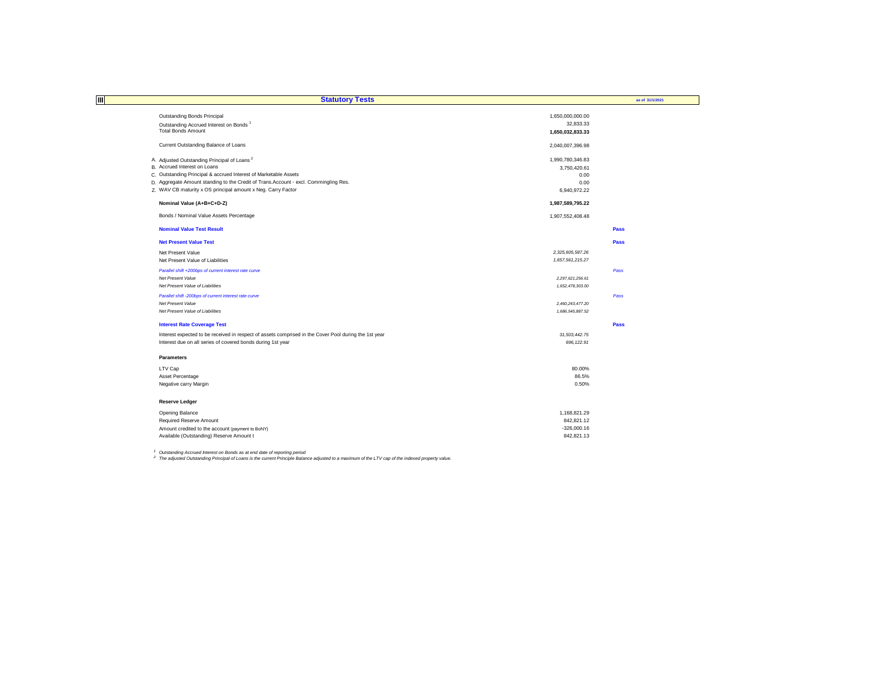## III Statistical Tests

as of 31/1/2021

| | | |
|---|---|---|
| Outstanding Bonds Principal | 1,650,000,000.00 | |
| Outstanding Accrued Interest on Bonds [1] | 32,833.33 | |
| Total Bonds Amount | **1,650,032,833.33** | |
| | | |
| Current Outstanding Balance of Loans | 2,040,007,396.98 | |
| | | |
| A. Adjusted Outstanding Principal of Loans [2] | 1,990,780,346.83 | |
| B. Accrued Interest on Loans | 3,750,420.61 | |
| C. Outstanding Principal & accrued Interest of Marketable Assets | 0.00 | |
| D. Aggregate Amount standing to the Credit of Trans.Account - excl. Commingling Res. | 0.00 | |
| Z. WAV CB maturity x OS principal amount x Neg. Carry Factor | 6,940,972.22 | |
| | | |
| **Nominal Value (A+B+C+D-Z)** | **1,987,589,795.22** | |
| | | |
| Bonds / Nominal Value Assets Percentage | 1,907,552,408.48 | |
| | | |
| **Nominal Value Test Result** | | **Pass** |
| | | |
| **Net Present Value Test** | | **Pass** |
| Net Present Value | *2,325,605,587.26* | |
| Net Present Value of Liabilities | *1,657,561,215.27* | |
| *Parallel shift +200bps of current interest rate curve* | | *Pass* |
| *Net Present Value* | *2,297,621,256.61* | |
| *Net Present Value of Liabilities* | *1,652,478,303.00* | |
| *Parallel shift -200bps of current interest rate curve* | | *Pass* |
| *Net Present Value* | *2,460,243,477.20* | |
| *Net Present Value of Liabilities* | *1,686,545,887.52* | |
| | | |
| **Interest Rate Coverage Test** | | **Pass** |
| Interest expected to be received in respect of assets comprised in the Cover Pool during the 1st year | *31,503,442.75* | |
| Interest due on all series of covered bonds during 1st year | *696,122.91* | |
| | | |
| **Parameters** | | |
| LTV Cap | 80.00% | |
| Asset Percentage | 86.5% | |
| Negative carry Margin | 0.50% | |
| | | |
| **Reserve Ledger** | | |
| Opening Balance | 1,168,821.29 | |
| Required Reserve Amount | 842,821.12 | |
| Amount credited to the account (payment to BoNY) | -326,000.16 | |
| Available (Outstanding) Reserve Amount t | 842,821.13 | |

*[1] Outstanding Accrued Interest on Bonds as at end date of reporting period*

*[2] The adjusted Outstanding Principal of Loans is the current Principle Balance adjusted to a maximum of the LTV cap of the indexed property value.*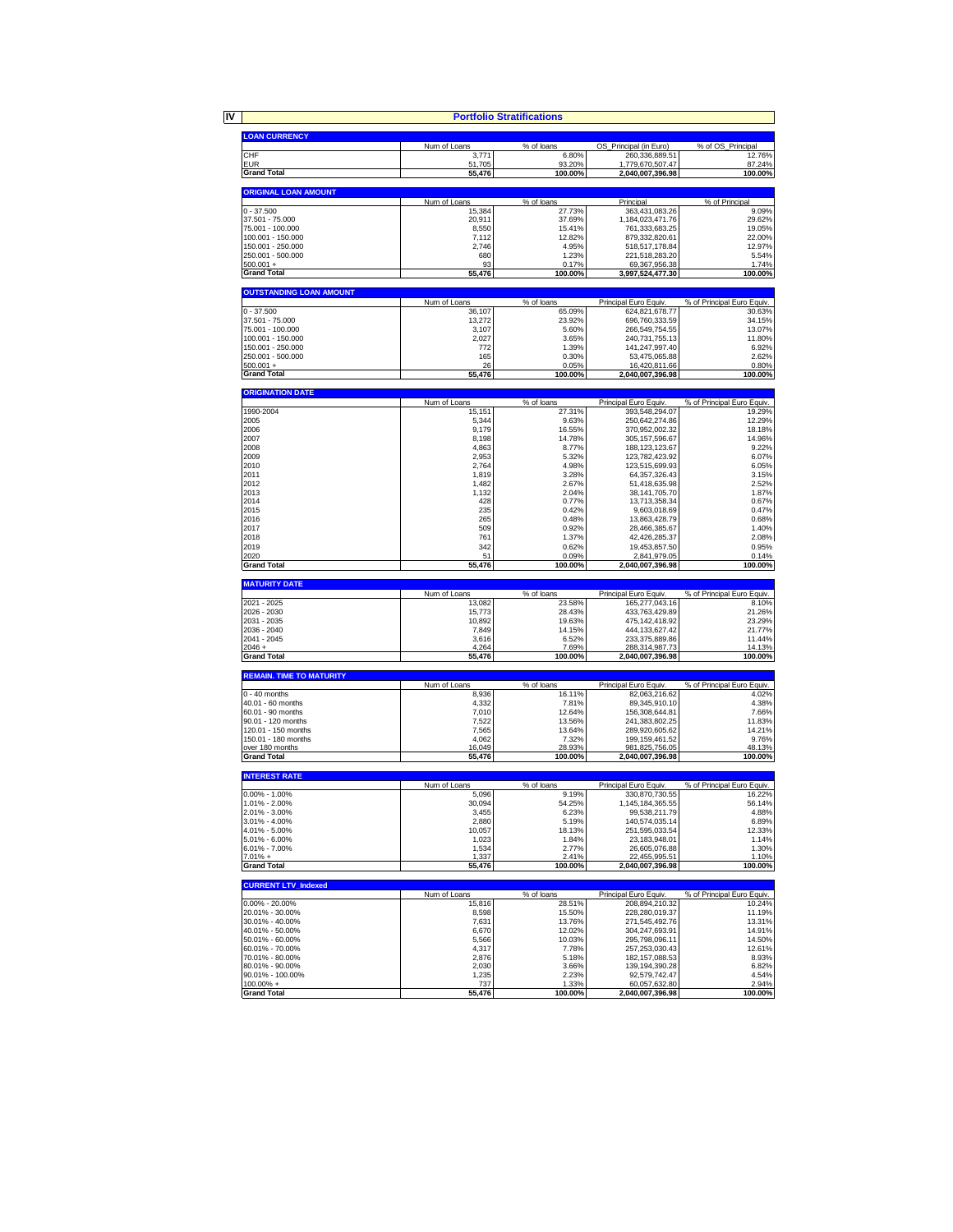## IV Portfolio Stratifications

### LOAN CURRENCY

| | Num of Loans | % of loans | OS_Principal (in Euro) | % of OS_Principal |
|---|---|---|---|---|
| CHF | 3,771 | 6.80% | 260,336,889.51 | 12.76% |
| EUR | 51,705 | 93.20% | 1,779,670,507.47 | 87.24% |
| **Grand Total** | **55,476** | **100.00%** | **2,040,007,396.98** | **100.00%** |

### ORIGINAL LOAN AMOUNT

| | Num of Loans | % of loans | Principal | % of Principal |
|---|---|---|---|---|
| 0 - 37.500 | 15,384 | 27.73% | 363,431,083.26 | 9.09% |
| 37.501 - 75.000 | 20,911 | 37.69% | 1,184,023,471.76 | 29.62% |
| 75.001 - 100.000 | 8,550 | 15.41% | 761,333,683.25 | 19.05% |
| 100.001 - 150.000 | 7,112 | 12.82% | 879,332,820.61 | 22.00% |
| 150.001 - 250.000 | 2,746 | 4.95% | 518,517,178.84 | 12.97% |
| 250.001 - 500.000 | 680 | 1.23% | 221,518,283.20 | 5.54% |
| 500.001 + | 93 | 0.17% | 69,367,956.38 | 1.74% |
| **Grand Total** | **55,476** | **100.00%** | **3,997,524,477.30** | **100.00%** |

### OUTSTANDING LOAN AMOUNT

| | Num of Loans | % of loans | Principal Euro Equiv. | % of Principal Euro Equiv. |
|---|---|---|---|---|
| 0 - 37.500 | 36,107 | 65.09% | 624,821,678.77 | 30.63% |
| 37.501 - 75.000 | 13,272 | 23.92% | 696,760,333.59 | 34.15% |
| 75.001 - 100.000 | 3,107 | 5.60% | 266,549,754.55 | 13.07% |
| 100.001 - 150.000 | 2,027 | 3.65% | 240,731,755.13 | 11.80% |
| 150.001 - 250.000 | 772 | 1.39% | 141,247,997.40 | 6.92% |
| 250.001 - 500.000 | 165 | 0.30% | 53,475,065.88 | 2.62% |
| 500.001 + | 26 | 0.05% | 16,420,811.66 | 0.80% |
| **Grand Total** | **55,476** | **100.00%** | **2,040,007,396.98** | **100.00%** |

### ORIGINATION DATE

| | Num of Loans | % of loans | Principal Euro Equiv. | % of Principal Euro Equiv. |
|---|---|---|---|---|
| 1990-2004 | 15,151 | 27.31% | 393,548,294.07 | 19.29% |
| 2005 | 5,344 | 9.63% | 250,642,274.86 | 12.29% |
| 2006 | 9,179 | 16.55% | 370,952,002.32 | 18.18% |
| 2007 | 8,198 | 14.78% | 305,157,596.67 | 14.96% |
| 2008 | 4,863 | 8.77% | 188,123,123.67 | 9.22% |
| 2009 | 2,953 | 5.32% | 123,782,423.92 | 6.07% |
| 2010 | 2,764 | 4.98% | 123,515,699.93 | 6.05% |
| 2011 | 1,819 | 3.28% | 64,357,326.43 | 3.15% |
| 2012 | 1,482 | 2.67% | 51,418,635.98 | 2.52% |
| 2013 | 1,132 | 2.04% | 38,141,705.70 | 1.87% |
| 2014 | 428 | 0.77% | 13,713,358.34 | 0.67% |
| 2015 | 235 | 0.42% | 9,603,018.69 | 0.47% |
| 2016 | 265 | 0.48% | 13,863,428.79 | 0.68% |
| 2017 | 509 | 0.92% | 28,466,385.67 | 1.40% |
| 2018 | 761 | 1.37% | 42,426,285.37 | 2.08% |
| 2019 | 342 | 0.62% | 19,453,857.50 | 0.95% |
| 2020 | 51 | 0.09% | 2,841,979.05 | 0.14% |
| **Grand Total** | **55,476** | **100.00%** | **2,040,007,396.98** | **100.00%** |

### MATURITY DATE

| | Num of Loans | % of loans | Principal Euro Equiv. | % of Principal Euro Equiv. |
|---|---|---|---|---|
| 2021 - 2025 | 13,082 | 23.58% | 165,277,043.16 | 8.10% |
| 2026 - 2030 | 15,773 | 28.43% | 433,763,429.89 | 21.26% |
| 2031 - 2035 | 10,892 | 19.63% | 475,142,418.92 | 23.29% |
| 2036 - 2040 | 7,849 | 14.15% | 444,133,627.42 | 21.77% |
| 2041 - 2045 | 3,616 | 6.52% | 233,375,889.86 | 11.44% |
| 2046 + | 4,264 | 7.69% | 288,314,987.73 | 14.13% |
| **Grand Total** | **55,476** | **100.00%** | **2,040,007,396.98** | **100.00%** |

### REMAIN. TIME TO MATURITY

| | Num of Loans | % of loans | Principal Euro Equiv. | % of Principal Euro Equiv. |
|---|---|---|---|---|
| 0 - 40 months | 8,936 | 16.11% | 82,063,216.62 | 4.02% |
| 40.01 - 60 months | 4,332 | 7.81% | 89,345,910.10 | 4.38% |
| 60.01 - 90 months | 7,010 | 12.64% | 156,308,644.81 | 7.66% |
| 90.01 - 120 months | 7,522 | 13.56% | 241,383,802.25 | 11.83% |
| 120.01 - 150 months | 7,565 | 13.64% | 289,920,605.62 | 14.21% |
| 150.01 - 180 months | 4,062 | 7.32% | 199,159,461.52 | 9.76% |
| over 180 months | 16,049 | 28.93% | 981,825,756.05 | 48.13% |
| **Grand Total** | **55,476** | **100.00%** | **2,040,007,396.98** | **100.00%** |

### INTEREST RATE

| | Num of Loans | % of loans | Principal Euro Equiv. | % of Principal Euro Equiv. |
|---|---|---|---|---|
| 0.00% - 1.00% | 5,096 | 9.19% | 330,870,730.55 | 16.22% |
| 1.01% - 2.00% | 30,094 | 54.25% | 1,145,184,365.55 | 56.14% |
| 2.01% - 3.00% | 3,455 | 6.23% | 99,538,211.79 | 4.88% |
| 3.01% - 4.00% | 2,880 | 5.19% | 140,574,035.14 | 6.89% |
| 4.01% - 5.00% | 10,057 | 18.13% | 251,595,033.54 | 12.33% |
| 5.01% - 6.00% | 1,023 | 1.84% | 23,183,948.01 | 1.14% |
| 6.01% - 7.00% | 1,534 | 2.77% | 26,605,076.88 | 1.30% |
| 7.01% + | 1,337 | 2.41% | 22,455,995.51 | 1.10% |
| **Grand Total** | **55,476** | **100.00%** | **2,040,007,396.98** | **100.00%** |

### CURRENT LTV_Indexed

| | Num of Loans | % of loans | Principal Euro Equiv. | % of Principal Euro Equiv. |
|---|---|---|---|---|
| 0.00% - 20.00% | 15,816 | 28.51% | 208,894,210.32 | 10.24% |
| 20.01% - 30.00% | 8,598 | 15.50% | 228,280,019.37 | 11.19% |
| 30.01% - 40.00% | 7,631 | 13.76% | 271,545,492.76 | 13.31% |
| 40.01% - 50.00% | 6,670 | 12.02% | 304,247,693.91 | 14.91% |
| 50.01% - 60.00% | 5,566 | 10.03% | 295,798,096.11 | 14.50% |
| 60.01% - 70.00% | 4,317 | 7.78% | 257,253,030.43 | 12.61% |
| 70.01% - 80.00% | 2,876 | 5.18% | 182,157,088.53 | 8.93% |
| 80.01% - 90.00% | 2,030 | 3.66% | 139,194,390.28 | 6.82% |
| 90.01% - 100.00% | 1,235 | 2.23% | 92,579,742.47 | 4.54% |
| 100.00% + | 737 | 1.33% | 60,057,632.80 | 2.94% |
| **Grand Total** | **55,476** | **100.00%** | **2,040,007,396.98** | **100.00%** |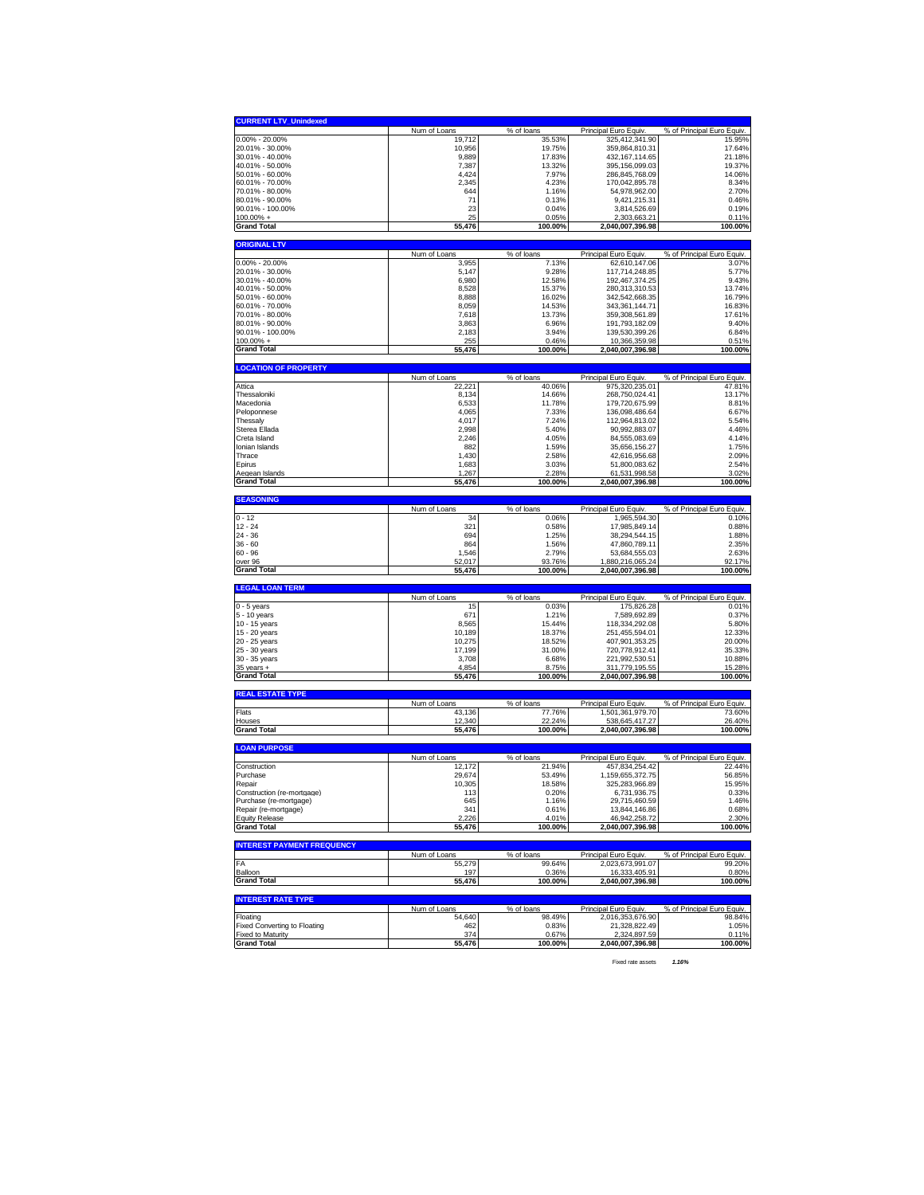## CURRENT LTV_Unindexed

| | Num of Loans | % of loans | Principal Euro Equiv. | % of Principal Euro Equiv. |
|---|---|---|---|---|
| 0.00% - 20.00% | 19,712 | 35.53% | 325,412,341.90 | 15.95% |
| 20.01% - 30.00% | 10,956 | 19.75% | 359,864,810.31 | 17.64% |
| 30.01% - 40.00% | 9,889 | 17.83% | 432,167,114.65 | 21.18% |
| 40.01% - 50.00% | 7,387 | 13.32% | 395,156,099.03 | 19.37% |
| 50.01% - 60.00% | 4,424 | 7.97% | 286,845,768.09 | 14.06% |
| 60.01% - 70.00% | 2,345 | 4.23% | 170,042,895.78 | 8.34% |
| 70.01% - 80.00% | 644 | 1.16% | 54,978,962.00 | 2.70% |
| 80.01% - 90.00% | 71 | 0.13% | 9,421,215.31 | 0.46% |
| 90.01% - 100.00% | 23 | 0.04% | 3,814,526.69 | 0.19% |
| 100.00% + | 25 | 0.05% | 2,303,663.21 | 0.11% |
| **Grand Total** | **55,476** | **100.00%** | **2,040,007,396.98** | **100.00%** |

## ORIGINAL LTV

| | Num of Loans | % of loans | Principal Euro Equiv. | % of Principal Euro Equiv. |
|---|---|---|---|---|
| 0.00% - 20.00% | 3,955 | 7.13% | 62,610,147.06 | 3.07% |
| 20.01% - 30.00% | 5,147 | 9.28% | 117,714,248.85 | 5.77% |
| 30.01% - 40.00% | 6,980 | 12.58% | 192,467,374.25 | 9.43% |
| 40.01% - 50.00% | 8,528 | 15.37% | 280,313,310.53 | 13.74% |
| 50.01% - 60.00% | 8,888 | 16.02% | 342,542,668.35 | 16.79% |
| 60.01% - 70.00% | 8,059 | 14.53% | 343,361,144.71 | 16.83% |
| 70.01% - 80.00% | 7,618 | 13.73% | 359,308,561.89 | 17.61% |
| 80.01% - 90.00% | 3,863 | 6.96% | 191,793,182.09 | 9.40% |
| 90.01% - 100.00% | 2,183 | 3.94% | 139,530,399.26 | 6.84% |
| 100.00% + | 255 | 0.46% | 10,366,359.98 | 0.51% |
| **Grand Total** | **55,476** | **100.00%** | **2,040,007,396.98** | **100.00%** |

## LOCATION OF PROPERTY

| | Num of Loans | % of loans | Principal Euro Equiv. | % of Principal Euro Equiv. |
|---|---|---|---|---|
| Attica | 22,221 | 40.06% | 975,320,235.01 | 47.81% |
| Thessaloniki | 8,134 | 14.66% | 268,750,024.41 | 13.17% |
| Macedonia | 6,533 | 11.78% | 179,720,675.99 | 8.81% |
| Peloponnese | 4,065 | 7.33% | 136,098,486.64 | 6.67% |
| Thessaly | 4,017 | 7.24% | 112,964,813.02 | 5.54% |
| Sterea Ellada | 2,998 | 5.40% | 90,992,883.07 | 4.46% |
| Creta Island | 2,246 | 4.05% | 84,555,083.69 | 4.14% |
| Ionian Islands | 882 | 1.59% | 35,656,156.27 | 1.75% |
| Thrace | 1,430 | 2.58% | 42,616,956.68 | 2.09% |
| Epirus | 1,683 | 3.03% | 51,800,083.62 | 2.54% |
| Aegean Islands | 1,267 | 2.28% | 61,531,998.58 | 3.02% |
| **Grand Total** | **55,476** | **100.00%** | **2,040,007,396.98** | **100.00%** |

## SEASONING

| | Num of Loans | % of loans | Principal Euro Equiv. | % of Principal Euro Equiv. |
|---|---|---|---|---|
| 0 - 12 | 34 | 0.06% | 1,965,594.30 | 0.10% |
| 12 - 24 | 321 | 0.58% | 17,985,849.14 | 0.88% |
| 24 - 36 | 694 | 1.25% | 38,294,544.15 | 1.88% |
| 36 - 60 | 864 | 1.56% | 47,860,789.11 | 2.35% |
| 60 - 96 | 1,546 | 2.79% | 53,684,555.03 | 2.63% |
| over 96 | 52,017 | 93.76% | 1,880,216,065.24 | 92.17% |
| **Grand Total** | **55,476** | **100.00%** | **2,040,007,396.98** | **100.00%** |

## LEGAL LOAN TERM

| | Num of Loans | % of loans | Principal Euro Equiv. | % of Principal Euro Equiv. |
|---|---|---|---|---|
| 0 - 5 years | 15 | 0.03% | 175,826.28 | 0.01% |
| 5 - 10 years | 671 | 1.21% | 7,589,692.89 | 0.37% |
| 10 - 15 years | 8,565 | 15.44% | 118,334,292.08 | 5.80% |
| 15 - 20 years | 10,189 | 18.37% | 251,455,594.01 | 12.33% |
| 20 - 25 years | 10,275 | 18.52% | 407,901,353.25 | 20.00% |
| 25 - 30 years | 17,199 | 31.00% | 720,778,912.41 | 35.33% |
| 30 - 35 years | 3,708 | 6.68% | 221,992,530.51 | 10.88% |
| 35 years + | 4,854 | 8.75% | 311,779,195.55 | 15.28% |
| **Grand Total** | **55,476** | **100.00%** | **2,040,007,396.98** | **100.00%** |

## REAL ESTATE TYPE

| | Num of Loans | % of loans | Principal Euro Equiv. | % of Principal Euro Equiv. |
|---|---|---|---|---|
| Flats | 43,136 | 77.76% | 1,501,361,979.70 | 73.60% |
| Houses | 12,340 | 22.24% | 538,645,417.27 | 26.40% |
| **Grand Total** | **55,476** | **100.00%** | **2,040,007,396.98** | **100.00%** |

## LOAN PURPOSE

| | Num of Loans | % of loans | Principal Euro Equiv. | % of Principal Euro Equiv. |
|---|---|---|---|---|
| Construction | 12,172 | 21.94% | 457,834,254.42 | 22.44% |
| Purchase | 29,674 | 53.49% | 1,159,655,372.75 | 56.85% |
| Repair | 10,305 | 18.58% | 325,283,966.89 | 15.95% |
| Construction (re-mortgage) | 113 | 0.20% | 6,731,936.75 | 0.33% |
| Purchase (re-mortgage) | 645 | 1.16% | 29,715,460.59 | 1.46% |
| Repair (re-mortgage) | 341 | 0.61% | 13,844,146.86 | 0.68% |
| Equity Release | 2,226 | 4.01% | 46,942,258.72 | 2.30% |
| **Grand Total** | **55,476** | **100.00%** | **2,040,007,396.98** | **100.00%** |

## INTEREST PAYMENT FREQUENCY

| | Num of Loans | % of loans | Principal Euro Equiv. | % of Principal Euro Equiv. |
|---|---|---|---|---|
| FA | 55,279 | 99.64% | 2,023,673,991.07 | 99.20% |
| Balloon | 197 | 0.36% | 16,333,405.91 | 0.80% |
| **Grand Total** | **55,476** | **100.00%** | **2,040,007,396.98** | **100.00%** |

## INTEREST RATE TYPE

| | Num of Loans | % of loans | Principal Euro Equiv. | % of Principal Euro Equiv. |
|---|---|---|---|---|
| Floating | 54,640 | 98.49% | 2,016,353,676.90 | 98.84% |
| Fixed Converting to Floating | 462 | 0.83% | 21,328,822.49 | 1.05% |
| Fixed to Maturity | 374 | 0.67% | 2,324,897.59 | 0.11% |
| **Grand Total** | **55,476** | **100.00%** | **2,040,007,396.98** | **100.00%** |

Fixed rate assets *1.16%*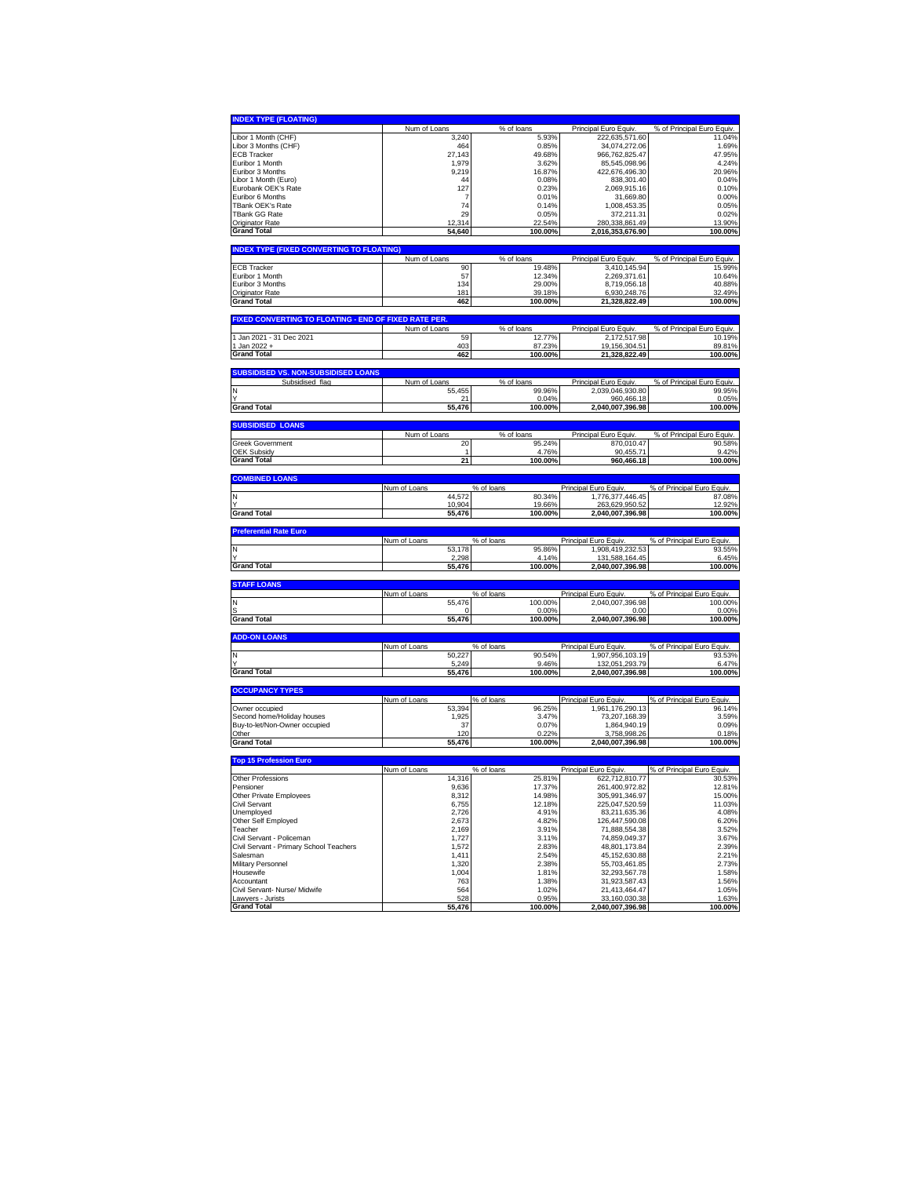## INDEX TYPE (FLOATING)

| | Num of Loans | % of loans | Principal Euro Equiv. | % of Principal Euro Equiv. |
|---|---|---|---|---|
| Libor 1 Month (CHF) | 3,240 | 5.93% | 222,635,571.60 | 11.04% |
| Libor 3 Months (CHF) | 464 | 0.85% | 34,074,272.06 | 1.69% |
| ECB Tracker | 27,143 | 49.68% | 966,762,825.47 | 47.95% |
| Euribor 1 Month | 1,979 | 3.62% | 85,545,098.96 | 4.24% |
| Euribor 3 Months | 9,219 | 16.87% | 422,676,496.30 | 20.96% |
| Libor 1 Month (Euro) | 44 | 0.08% | 838,301.40 | 0.04% |
| Eurobank OEK's Rate | 127 | 0.23% | 2,069,915.16 | 0.10% |
| Euribor 6 Months | 7 | 0.01% | 31,669.80 | 0.00% |
| TBank OEK's Rate | 74 | 0.14% | 1,008,453.35 | 0.05% |
| TBank GG Rate | 29 | 0.05% | 372,211.31 | 0.02% |
| Originator Rate | 12,314 | 22.54% | 280,338,861.49 | 13.90% |
| **Grand Total** | **54,640** | **100.00%** | **2,016,353,676.90** | **100.00%** |

## INDEX TYPE (FIXED CONVERTING TO FLOATING)

| | Num of Loans | % of loans | Principal Euro Equiv. | % of Principal Euro Equiv. |
|---|---|---|---|---|
| ECB Tracker | 90 | 19.48% | 3,410,145.94 | 15.99% |
| Euribor 1 Month | 57 | 12.34% | 2,269,371.61 | 10.64% |
| Euribor 3 Months | 134 | 29.00% | 8,719,056.18 | 40.88% |
| Originator Rate | 181 | 39.18% | 6,930,248.76 | 32.49% |
| **Grand Total** | **462** | **100.00%** | **21,328,822.49** | **100.00%** |

## FIXED CONVERTING TO FLOATING - END OF FIXED RATE PER.

| | Num of Loans | % of loans | Principal Euro Equiv. | % of Principal Euro Equiv. |
|---|---|---|---|---|
| 1 Jan 2021 - 31 Dec 2021 | 59 | 12.77% | 2,172,517.98 | 10.19% |
| 1 Jan 2022 + | 403 | 87.23% | 19,156,304.51 | 89.81% |
| **Grand Total** | **462** | **100.00%** | **21,328,822.49** | **100.00%** |

## SUBSIDISED VS. NON-SUBSIDISED LOANS

| Subsidised_flag | Num of Loans | % of loans | Principal Euro Equiv. | % of Principal Euro Equiv. |
|---|---|---|---|---|
| N | 55,455 | 99.96% | 2,039,046,930.80 | 99.95% |
| Y | 21 | 0.04% | 960,466.18 | 0.05% |
| **Grand Total** | **55,476** | **100.00%** | **2,040,007,396.98** | **100.00%** |

## SUBSIDISED LOANS

| | Num of Loans | % of loans | Principal Euro Equiv. | % of Principal Euro Equiv. |
|---|---|---|---|---|
| Greek Government | 20 | 95.24% | 870,010.47 | 90.58% |
| OEK Subsidy | 1 | 4.76% | 90,455.71 | 9.42% |
| **Grand Total** | **21** | **100.00%** | **960,466.18** | **100.00%** |

## COMBINED LOANS

| | Num of Loans | % of loans | Principal Euro Equiv. | % of Principal Euro Equiv. |
|---|---|---|---|---|
| N | 44,572 | 80.34% | 1,776,377,446.45 | 87.08% |
| Y | 10,904 | 19.66% | 263,629,950.52 | 12.92% |
| **Grand Total** | **55,476** | **100.00%** | **2,040,007,396.98** | **100.00%** |

## Preferential Rate Euro

| | Num of Loans | % of loans | Principal Euro Equiv. | % of Principal Euro Equiv. |
|---|---|---|---|---|
| N | 53,178 | 95.86% | 1,908,419,232.53 | 93.55% |
| Y | 2,298 | 4.14% | 131,588,164.45 | 6.45% |
| **Grand Total** | **55,476** | **100.00%** | **2,040,007,396.98** | **100.00%** |

## STAFF LOANS

| | Num of Loans | % of loans | Principal Euro Equiv. | % of Principal Euro Equiv. |
|---|---|---|---|---|
| N | 55,476 | 100.00% | 2,040,007,396.98 | 100.00% |
| S | 0 | 0.00% | 0.00 | 0.00% |
| **Grand Total** | **55,476** | **100.00%** | **2,040,007,396.98** | **100.00%** |

## ADD-ON LOANS

| | Num of Loans | % of loans | Principal Euro Equiv. | % of Principal Euro Equiv. |
|---|---|---|---|---|
| N | 50,227 | 90.54% | 1,907,956,103.19 | 93.53% |
| Y | 5,249 | 9.46% | 132,051,293.79 | 6.47% |
| **Grand Total** | **55,476** | **100.00%** | **2,040,007,396.98** | **100.00%** |

## OCCUPANCY TYPES

| | Num of Loans | % of loans | Principal Euro Equiv. | % of Principal Euro Equiv. |
|---|---|---|---|---|
| Owner occupied | 53,394 | 96.25% | 1,961,176,290.13 | 96.14% |
| Second home/Holiday houses | 1,925 | 3.47% | 73,207,168.39 | 3.59% |
| Buy-to-let/Non-Owner occupied | 37 | 0.07% | 1,864,940.19 | 0.09% |
| Other | 120 | 0.22% | 3,758,998.26 | 0.18% |
| **Grand Total** | **55,476** | **100.00%** | **2,040,007,396.98** | **100.00%** |

## Top 15 Profession Euro

| | Num of Loans | % of loans | Principal Euro Equiv. | % of Principal Euro Equiv. |
|---|---|---|---|---|
| Other Professions | 14,316 | 25.81% | 622,712,810.77 | 30.53% |
| Pensioner | 9,636 | 17.37% | 261,400,972.82 | 12.81% |
| Other Private Employees | 8,312 | 14.98% | 305,991,346.97 | 15.00% |
| Civil Servant | 6,755 | 12.18% | 225,047,520.59 | 11.03% |
| Unemployed | 2,726 | 4.91% | 83,211,635.36 | 4.08% |
| Other Self Employed | 2,673 | 4.82% | 126,447,590.08 | 6.20% |
| Teacher | 2,169 | 3.91% | 71,888,554.38 | 3.52% |
| Civil Servant - Policeman | 1,727 | 3.11% | 74,859,049.37 | 3.67% |
| Civil Servant - Primary School Teachers | 1,572 | 2.83% | 48,801,173.84 | 2.39% |
| Salesman | 1,411 | 2.54% | 45,152,630.88 | 2.21% |
| Military Personnel | 1,320 | 2.38% | 55,703,461.85 | 2.73% |
| Housewife | 1,004 | 1.81% | 32,293,567.78 | 1.58% |
| Accountant | 763 | 1.38% | 31,923,587.43 | 1.56% |
| Civil Servant- Nurse/ Midwife | 564 | 1.02% | 21,413,464.47 | 1.05% |
| Lawyers - Jurists | 528 | 0.95% | 33,160,030.38 | 1.63% |
| **Grand Total** | **55,476** | **100.00%** | **2,040,007,396.98** | **100.00%** |